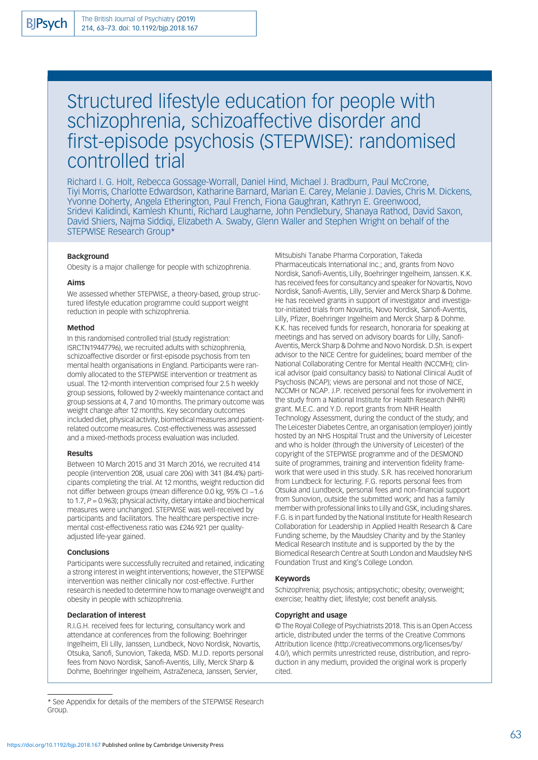# Structured lifestyle education for people with schizophrenia, schizoaffective disorder and first-episode psychosis (STEPWISE): randomised controlled trial

Richard I. G. Holt, Rebecca Gossage-Worrall, Daniel Hind, Michael J. Bradburn, Paul McCrone, Tiyi Morris, Charlotte Edwardson, Katharine Barnard, Marian E. Carey, Melanie J. Davies, Chris M. Dickens, Yvonne Doherty, Angela Etherington, Paul French, Fiona Gaughran, Kathryn E. Greenwood, Sridevi Kalidindi, Kamlesh Khunti, Richard Laugharne, John Pendlebury, Shanaya Rathod, David Saxon, David Shiers, Najma Siddiqi, Elizabeth A. Swaby, Glenn Waller and Stephen Wright on behalf of the STEPWISE Research Group*

### Background

Obesity is a major challenge for people with schizophrenia.

### Aims

We assessed whether STEPWISE, a theory-based, group structured lifestyle education programme could support weight reduction in people with schizophrenia.

### Method

In this randomised controlled trial (study registration: ISRCTN19447796), we recruited adults with schizophrenia, schizoaffective disorder or first-episode psychosis from ten mental health organisations in England. Participants were randomly allocated to the STEPWISE intervention or treatment as usual. The 12-month intervention comprised four 2.5 h weekly group sessions, followed by 2-weekly maintenance contact and group sessions at 4, 7 and 10 months. The primary outcome was weight change after 12 months. Key secondary outcomes included diet, physical activity, biomedical measures and patient-related outcome measures. Cost-effectiveness was assessed and a mixed-methods process evaluation was included.

### Results

Between 10 March 2015 and 31 March 2016, we recruited 414 people (intervention 208, usual care 206) with 341 (84.4%) participants completing the trial. At 12 months, weight reduction did not differ between groups (mean difference 0.0 kg, 95% CI −1.6 to 1.7, $P = 0.963$); physical activity, dietary intake and biochemical measures were unchanged. STEPWISE was well-received by participants and facilitators. The healthcare perspective incremental cost-effectiveness ratio was £246 921 per quality-adjusted life-year gained.

### Conclusions

Participants were successfully recruited and retained, indicating a strong interest in weight interventions; however, the STEPWISE intervention was neither clinically nor cost-effective. Further research is needed to determine how to manage overweight and obesity in people with schizophrenia.

### Declaration of interest

R.I.G.H. received fees for lecturing, consultancy work and attendance at conferences from the following: Boehringer Ingelheim, Eli Lilly, Janssen, Lundbeck, Novo Nordisk, Novartis, Otsuka, Sanofi, Sunovion, Takeda, MSD. M.J.D. reports personal fees from Novo Nordisk, Sanofi-Aventis, Lilly, Merck Sharp & Dohme, Boehringer Ingelheim, AstraZeneca, Janssen, Servier, Mitsubishi Tanabe Pharma Corporation, Takeda Pharmaceuticals International Inc.; and, grants from Novo Nordisk, Sanofi-Aventis, Lilly, Boehringer Ingelheim, Janssen. K.K. has received fees for consultancy and speaker for Novartis, Novo Nordisk, Sanofi-Aventis, Lilly, Servier and Merck Sharp & Dohme. He has received grants in support of investigator and investigator-initiated trials from Novartis, Novo Nordisk, Sanofi-Aventis, Lilly, Pfizer, Boehringer Ingelheim and Merck Sharp & Dohme. K.K. has received funds for research, honoraria for speaking at meetings and has served on advisory boards for Lilly, Sanofi-Aventis, Merck Sharp & Dohme and Novo Nordisk. D.Sh. is expert advisor to the NICE Centre for guidelines; board member of the National Collaborating Centre for Mental Health (NCCMH); clinical advisor (paid consultancy basis) to National Clinical Audit of Psychosis (NCAP); views are personal and not those of NICE, NCCMH or NCAP. J.P. received personal fees for involvement in the study from a National Institute for Health Research (NIHR) grant. M.E.C. and Y.D. report grants from NIHR Health Technology Assessment, during the conduct of the study; and The Leicester Diabetes Centre, an organisation (employer) jointly hosted by an NHS Hospital Trust and the University of Leicester and who is holder (through the University of Leicester) of the copyright of the STEPWISE programme and of the DESMOND suite of programmes, training and intervention fidelity framework that were used in this study. S.R. has received honorarium from Lundbeck for lecturing. F.G. reports personal fees from Otsuka and Lundbeck, personal fees and non-financial support from Sunovion, outside the submitted work; and has a family member with professional links to Lilly and GSK, including shares. F.G. is in part funded by the National Institute for Health Research Collaboration for Leadership in Applied Health Research & Care Funding scheme, by the Maudsley Charity and by the Stanley Medical Research Institute and is supported by the by the Biomedical Research Centre at South London and Maudsley NHS Foundation Trust and King's College London.

### Keywords

Schizophrenia; psychosis; antipsychotic; obesity; overweight; exercise; healthy diet; lifestyle; cost benefit analysis.

### Copyright and usage

© The Royal College of Psychiatrists 2018. This is an Open Access article, distributed under the terms of the Creative Commons Attribution licence (http://creativecommons.org/licenses/by/4.0/), which permits unrestricted reuse, distribution, and reproduction in any medium, provided the original work is properly cited.

---

* See Appendix for details of the members of the STEPWISE Research Group.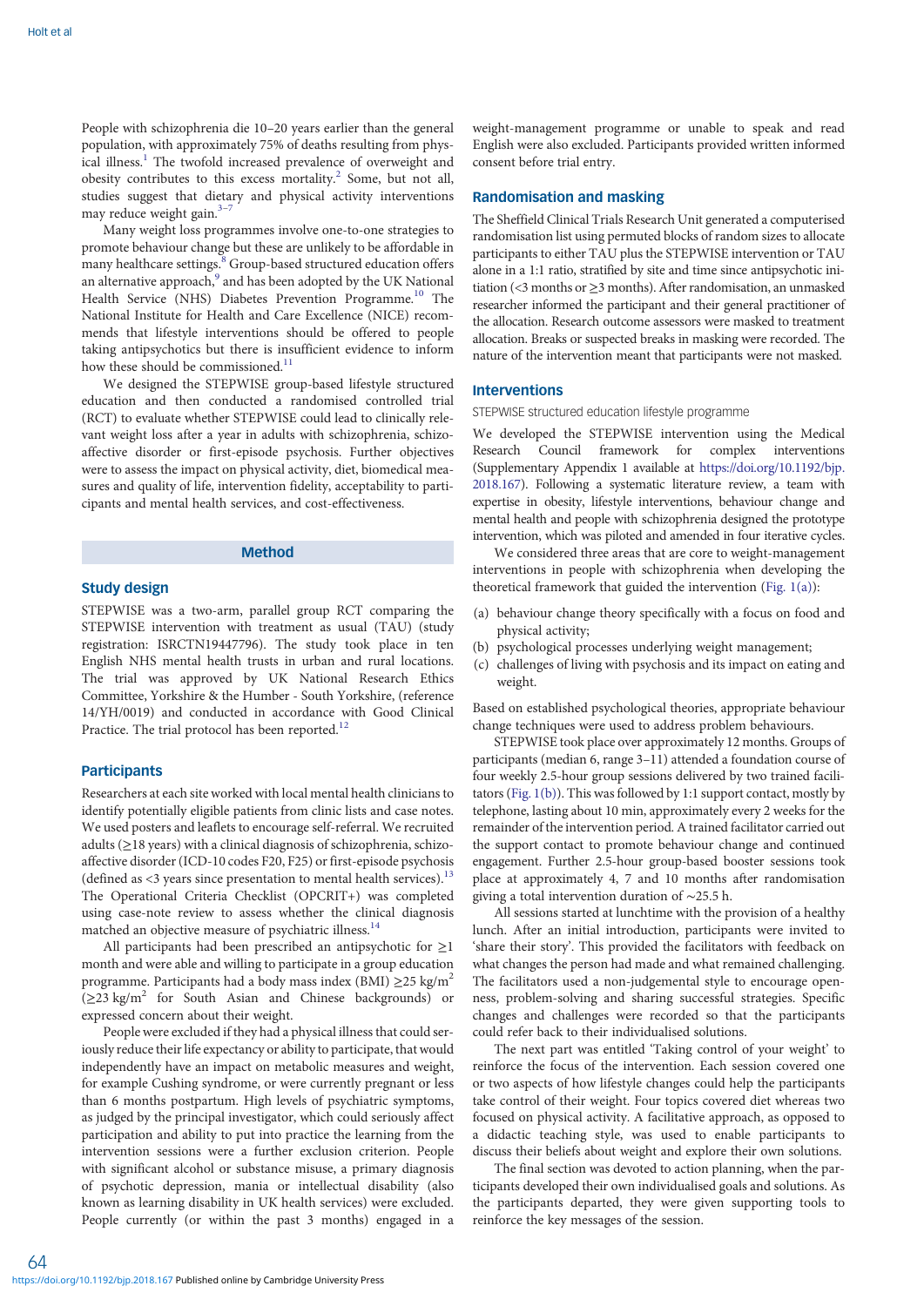People with schizophrenia die 10–20 years earlier than the general population, with approximately 75% of deaths resulting from physical illness.[1] The twofold increased prevalence of overweight and obesity contributes to this excess mortality.[2] Some, but not all, studies suggest that dietary and physical activity interventions may reduce weight gain.[3–7]

Many weight loss programmes involve one-to-one strategies to promote behaviour change but these are unlikely to be affordable in many healthcare settings.[8] Group-based structured education offers an alternative approach,[9] and has been adopted by the UK National Health Service (NHS) Diabetes Prevention Programme.[10] The National Institute for Health and Care Excellence (NICE) recommends that lifestyle interventions should be offered to people taking antipsychotics but there is insufficient evidence to inform how these should be commissioned.[11]

We designed the STEPWISE group-based lifestyle structured education and then conducted a randomised controlled trial (RCT) to evaluate whether STEPWISE could lead to clinically relevant weight loss after a year in adults with schizophrenia, schizoaffective disorder or first-episode psychosis. Further objectives were to assess the impact on physical activity, diet, biomedical measures and quality of life, intervention fidelity, acceptability to participants and mental health services, and cost-effectiveness.

## Method

### Study design

STEPWISE was a two-arm, parallel group RCT comparing the STEPWISE intervention with treatment as usual (TAU) (study registration: ISRCTN19447796). The study took place in ten English NHS mental health trusts in urban and rural locations. The trial was approved by UK National Research Ethics Committee, Yorkshire & the Humber - South Yorkshire, (reference 14/YH/0019) and conducted in accordance with Good Clinical Practice. The trial protocol has been reported.[12]

### Participants

Researchers at each site worked with local mental health clinicians to identify potentially eligible patients from clinic lists and case notes. We used posters and leaflets to encourage self-referral. We recruited adults (≥18 years) with a clinical diagnosis of schizophrenia, schizoaffective disorder (ICD-10 codes F20, F25) or first-episode psychosis (defined as <3 years since presentation to mental health services).[13] The Operational Criteria Checklist (OPCRIT+) was completed using case-note review to assess whether the clinical diagnosis matched an objective measure of psychiatric illness.[14]

All participants had been prescribed an antipsychotic for ≥1 month and were able and willing to participate in a group education programme. Participants had a body mass index (BMI) ≥25 kg/m$^2$ (≥23 kg/m$^2$ for South Asian and Chinese backgrounds) or expressed concern about their weight.

People were excluded if they had a physical illness that could seriously reduce their life expectancy or ability to participate, that would independently have an impact on metabolic measures and weight, for example Cushing syndrome, or were currently pregnant or less than 6 months postpartum. High levels of psychiatric symptoms, as judged by the principal investigator, which could seriously affect participation and ability to put into practice the learning from the intervention sessions were a further exclusion criterion. People with significant alcohol or substance misuse, a primary diagnosis of psychotic depression, mania or intellectual disability (also known as learning disability in UK health services) were excluded. People currently (or within the past 3 months) engaged in a weight-management programme or unable to speak and read English were also excluded. Participants provided written informed consent before trial entry.

### Randomisation and masking

The Sheffield Clinical Trials Research Unit generated a computerised randomisation list using permuted blocks of random sizes to allocate participants to either TAU plus the STEPWISE intervention or TAU alone in a 1:1 ratio, stratified by site and time since antipsychotic initiation (<3 months or ≥3 months). After randomisation, an unmasked researcher informed the participant and their general practitioner of the allocation. Research outcome assessors were masked to treatment allocation. Breaks or suspected breaks in masking were recorded. The nature of the intervention meant that participants were not masked.

### Interventions

#### STEPWISE structured education lifestyle programme

We developed the STEPWISE intervention using the Medical Research Council framework for complex interventions (Supplementary Appendix 1 available at https://doi.org/10.1192/bjp.2018.167). Following a systematic literature review, a team with expertise in obesity, lifestyle interventions, behaviour change and mental health and people with schizophrenia designed the prototype intervention, which was piloted and amended in four iterative cycles.

We considered three areas that are core to weight-management interventions in people with schizophrenia when developing the theoretical framework that guided the intervention (Fig. 1(a)):

(a) behaviour change theory specifically with a focus on food and physical activity;
(b) psychological processes underlying weight management;
(c) challenges of living with psychosis and its impact on eating and weight.

Based on established psychological theories, appropriate behaviour change techniques were used to address problem behaviours.

STEPWISE took place over approximately 12 months. Groups of participants (median 6, range 3–11) attended a foundation course of four weekly 2.5-hour group sessions delivered by two trained facilitators (Fig. 1(b)). This was followed by 1:1 support contact, mostly by telephone, lasting about 10 min, approximately every 2 weeks for the remainder of the intervention period. A trained facilitator carried out the support contact to promote behaviour change and continued engagement. Further 2.5-hour group-based booster sessions took place at approximately 4, 7 and 10 months after randomisation giving a total intervention duration of ∼25.5 h.

All sessions started at lunchtime with the provision of a healthy lunch. After an initial introduction, participants were invited to 'share their story'. This provided the facilitators with feedback on what changes the person had made and what remained challenging. The facilitators used a non-judgemental style to encourage openness, problem-solving and sharing successful strategies. Specific changes and challenges were recorded so that the participants could refer back to their individualised solutions.

The next part was entitled 'Taking control of your weight' to reinforce the focus of the intervention. Each session covered one or two aspects of how lifestyle changes could help the participants take control of their weight. Four topics covered diet whereas two focused on physical activity. A facilitative approach, as opposed to a didactic teaching style, was used to enable participants to discuss their beliefs about weight and explore their own solutions.

The final section was devoted to action planning, when the participants developed their own individualised goals and solutions. As the participants departed, they were given supporting tools to reinforce the key messages of the session.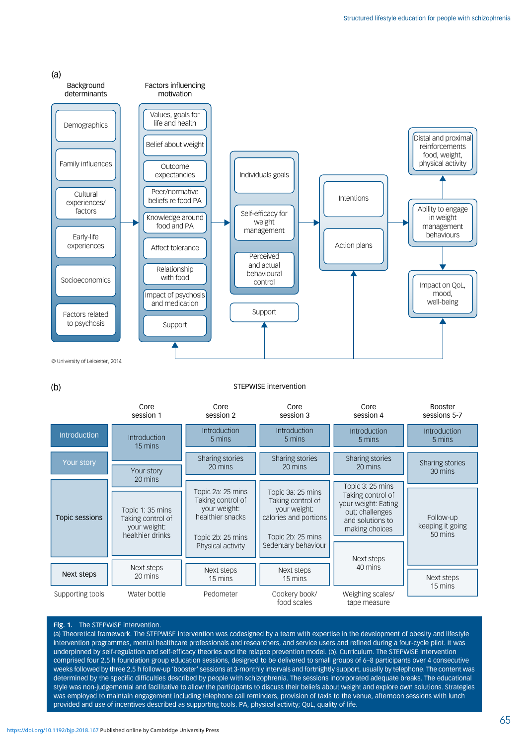(a)

**Background determinants**

- Demographics
- Family influences
- Cultural experiences/factors
- Early-life experiences
- Socioeconomics
- Factors related to psychosis

**Factors influencing motivation**

- Values, goals for life and health
- Belief about weight
- Outcome expectancies
- Peer/normative beliefs re food PA
- Knowledge around food and PA
- Affect tolerance
- Relationship with food
- Impact of psychosis and medication
- Support

**Individual factors**

- Individuals goals
- Self-efficacy for weight management
- Perceived and actual behavioural control
- Support

**Intentions and plans**

- Intentions
- Action plans

**Outcomes**

- Ability to engage in weight management behaviours
- Distal and proximal reinforcements food, weight, physical activity
- Impact on QoL, mood, well-being

© University of Leicester, 2014

(b)

STEPWISE intervention

| | Core session 1 | Core session 2 | Core session 3 | Core session 4 | Booster sessions 5-7 |
|---|---|---|---|---|---|
| Introduction | Introduction 15 mins | Introduction 5 mins | Introduction 5 mins | Introduction 5 mins | Introduction 5 mins |
| Your story | Your story 20 mins | Sharing stories 20 mins | Sharing stories 20 mins | Sharing stories 20 mins | Sharing stories 30 mins |
| Topic sessions | Topic 1: 35 mins Taking control of your weight: healthier drinks | Topic 2a: 25 mins Taking control of your weight: healthier snacks; Topic 2b: 25 mins Physical activity | Topic 3a: 25 mins Taking control of your weight: calories and portions; Topic 2b: 25 mins Sedentary behaviour | Topic 3: 25 mins Taking control of your weight: Eating out; challenges and solutions to making choices | Follow-up keeping it going 50 mins |
| Next steps | Next steps 20 mins | Next steps 15 mins | Next steps 15 mins | Next steps 40 mins | Next steps 15 mins |
| Supporting tools | Water bottle | Pedometer | Cookery book/ food scales | Weighing scales/ tape measure | |

**Fig. 1.** The STEPWISE intervention.
(a) Theoretical framework. The STEPWISE intervention was codesigned by a team with expertise in the development of obesity and lifestyle intervention programmes, mental healthcare professionals and researchers, and service users and refined during a four-cycle pilot. It was underpinned by self-regulation and self-efficacy theories and the relapse prevention model. (b). Curriculum. The STEPWISE intervention comprised four 2.5 h foundation group education sessions, designed to be delivered to small groups of 6–8 participants over 4 consecutive weeks followed by three 2.5 h follow-up 'booster' sessions at 3-monthly intervals and fortnightly support, usually by telephone. The content was determined by the specific difficulties described by people with schizophrenia. The sessions incorporated adequate breaks. The educational style was non-judgemental and facilitative to allow the participants to discuss their beliefs about weight and explore own solutions. Strategies was employed to maintain engagement including telephone call reminders, provision of taxis to the venue, afternoon sessions with lunch provided and use of incentives described as supporting tools. PA, physical activity; QoL, quality of life.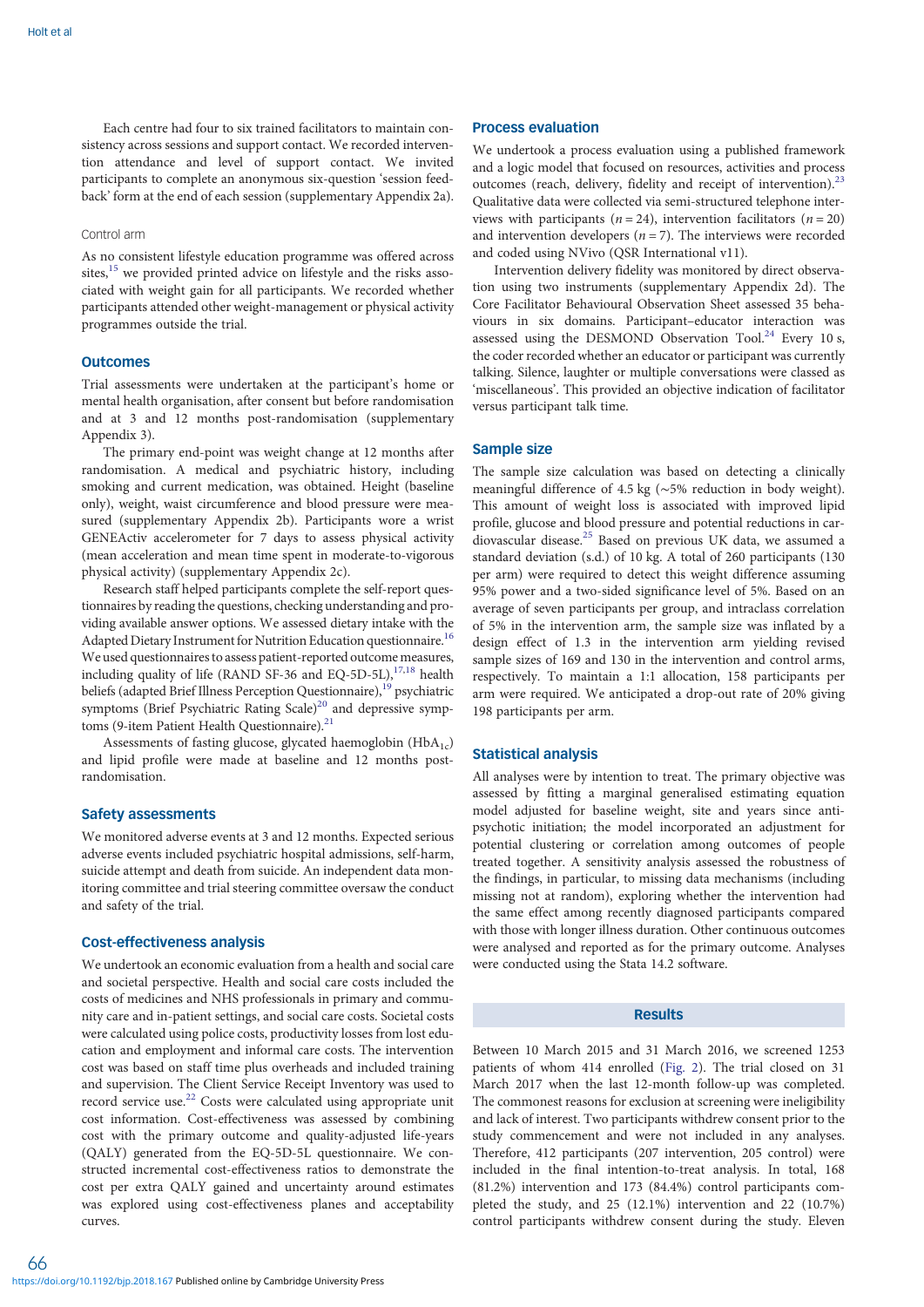Each centre had four to six trained facilitators to maintain consistency across sessions and support contact. We recorded intervention attendance and level of support contact. We invited participants to complete an anonymous six-question 'session feedback' form at the end of each session (supplementary Appendix 2a).

### Control arm

As no consistent lifestyle education programme was offered across sites,[15] we provided printed advice on lifestyle and the risks associated with weight gain for all participants. We recorded whether participants attended other weight-management or physical activity programmes outside the trial.

## Outcomes

Trial assessments were undertaken at the participant's home or mental health organisation, after consent but before randomisation and at 3 and 12 months post-randomisation (supplementary Appendix 3).

The primary end-point was weight change at 12 months after randomisation. A medical and psychiatric history, including smoking and current medication, was obtained. Height (baseline only), weight, waist circumference and blood pressure were measured (supplementary Appendix 2b). Participants wore a wrist GENEActiv accelerometer for 7 days to assess physical activity (mean acceleration and mean time spent in moderate-to-vigorous physical activity) (supplementary Appendix 2c).

Research staff helped participants complete the self-report questionnaires by reading the questions, checking understanding and providing available answer options. We assessed dietary intake with the Adapted Dietary Instrument for Nutrition Education questionnaire.[16] We used questionnaires to assess patient-reported outcome measures, including quality of life (RAND SF-36 and EQ-5D-5L),[17,18] health beliefs (adapted Brief Illness Perception Questionnaire),[19] psychiatric symptoms (Brief Psychiatric Rating Scale)[20] and depressive symptoms (9-item Patient Health Questionnaire).[21]

Assessments of fasting glucose, glycated haemoglobin ($HbA_{1c}$) and lipid profile were made at baseline and 12 months post-randomisation.

## Safety assessments

We monitored adverse events at 3 and 12 months. Expected serious adverse events included psychiatric hospital admissions, self-harm, suicide attempt and death from suicide. An independent data monitoring committee and trial steering committee oversaw the conduct and safety of the trial.

## Cost-effectiveness analysis

We undertook an economic evaluation from a health and social care and societal perspective. Health and social care costs included the costs of medicines and NHS professionals in primary and community care and in-patient settings, and social care costs. Societal costs were calculated using police costs, productivity losses from lost education and employment and informal care costs. The intervention cost was based on staff time plus overheads and included training and supervision. The Client Service Receipt Inventory was used to record service use.[22] Costs were calculated using appropriate unit cost information. Cost-effectiveness was assessed by combining cost with the primary outcome and quality-adjusted life-years (QALY) generated from the EQ-5D-5L questionnaire. We constructed incremental cost-effectiveness ratios to demonstrate the cost per extra QALY gained and uncertainty around estimates was explored using cost-effectiveness planes and acceptability curves.

## Process evaluation

We undertook a process evaluation using a published framework and a logic model that focused on resources, activities and process outcomes (reach, delivery, fidelity and receipt of intervention).[23] Qualitative data were collected via semi-structured telephone interviews with participants ($n = 24$), intervention facilitators ($n = 20$) and intervention developers ($n = 7$). The interviews were recorded and coded using NVivo (QSR International v11).

Intervention delivery fidelity was monitored by direct observation using two instruments (supplementary Appendix 2d). The Core Facilitator Behavioural Observation Sheet assessed 35 behaviours in six domains. Participant–educator interaction was assessed using the DESMOND Observation Tool.[24] Every 10 s, the coder recorded whether an educator or participant was currently talking. Silence, laughter or multiple conversations were classed as 'miscellaneous'. This provided an objective indication of facilitator versus participant talk time.

## Sample size

The sample size calculation was based on detecting a clinically meaningful difference of 4.5 kg (~5% reduction in body weight). This amount of weight loss is associated with improved lipid profile, glucose and blood pressure and potential reductions in cardiovascular disease.[25] Based on previous UK data, we assumed a standard deviation (s.d.) of 10 kg. A total of 260 participants (130 per arm) were required to detect this weight difference assuming 95% power and a two-sided significance level of 5%. Based on an average of seven participants per group, and intraclass correlation of 5% in the intervention arm, the sample size was inflated by a design effect of 1.3 in the intervention arm yielding revised sample sizes of 169 and 130 in the intervention and control arms, respectively. To maintain a 1:1 allocation, 158 participants per arm were required. We anticipated a drop-out rate of 20% giving 198 participants per arm.

## Statistical analysis

All analyses were by intention to treat. The primary objective was assessed by fitting a marginal generalised estimating equation model adjusted for baseline weight, site and years since antipsychotic initiation; the model incorporated an adjustment for potential clustering or correlation among outcomes of people treated together. A sensitivity analysis assessed the robustness of the findings, in particular, to missing data mechanisms (including missing not at random), exploring whether the intervention had the same effect among recently diagnosed participants compared with those with longer illness duration. Other continuous outcomes were analysed and reported as for the primary outcome. Analyses were conducted using the Stata 14.2 software.

# Results

Between 10 March 2015 and 31 March 2016, we screened 1253 patients of whom 414 enrolled (Fig. 2). The trial closed on 31 March 2017 when the last 12-month follow-up was completed. The commonest reasons for exclusion at screening were ineligibility and lack of interest. Two participants withdrew consent prior to the study commencement and were not included in any analyses. Therefore, 412 participants (207 intervention, 205 control) were included in the final intention-to-treat analysis. In total, 168 (81.2%) intervention and 173 (84.4%) control participants completed the study, and 25 (12.1%) intervention and 22 (10.7%) control participants withdrew consent during the study. Eleven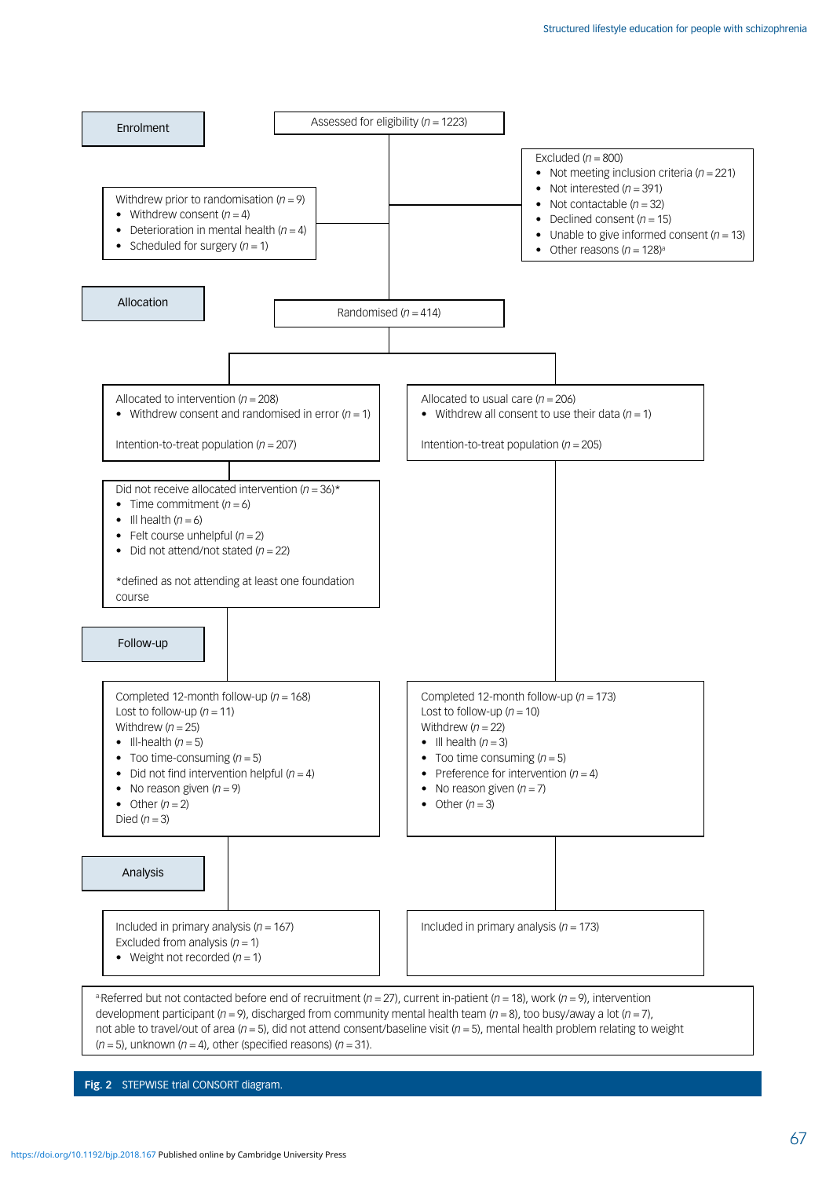**Enrolment**

Assessed for eligibility ($n = 1223$)

Excluded ($n = 800$)

- Not meeting inclusion criteria ($n = 221$)
- Not interested ($n = 391$)
- Not contactable ($n = 32$)
- Declined consent ($n = 15$)
- Unable to give informed consent ($n = 13$)
- Other reasons ($n = 128$)[a]

Withdrew prior to randomisation ($n = 9$)

- Withdrew consent ($n = 4$)
- Deterioration in mental health ($n = 4$)
- Scheduled for surgery ($n = 1$)

**Allocation**

Randomised ($n = 414$)

Allocated to intervention ($n = 208$)

- Withdrew consent and randomised in error ($n = 1$)

Intention-to-treat population ($n = 207$)

Allocated to usual care ($n = 206$)

- Withdrew all consent to use their data ($n = 1$)

Intention-to-treat population ($n = 205$)

Did not receive allocated intervention ($n = 36$)*

- Time commitment ($n = 6$)
- Ill health ($n = 6$)
- Felt course unhelpful ($n = 2$)
- Did not attend/not stated ($n = 22$)

*defined as not attending at least one foundation course

**Follow-up**

Completed 12-month follow-up ($n = 168$)
Lost to follow-up ($n = 11$)
Withdrew ($n = 25$)

- Ill-health ($n = 5$)
- Too time-consuming ($n = 5$)
- Did not find intervention helpful ($n = 4$)
- No reason given ($n = 9$)
- Other ($n = 2$)

Died ($n = 3$)

Completed 12-month follow-up ($n = 173$)
Lost to follow-up ($n = 10$)
Withdrew ($n = 22$)

- Ill health ($n = 3$)
- Too time consuming ($n = 5$)
- Preference for intervention ($n = 4$)
- No reason given ($n = 7$)
- Other ($n = 3$)

**Analysis**

Included in primary analysis ($n = 167$)
Excluded from analysis ($n = 1$)

- Weight not recorded ($n = 1$)

Included in primary analysis ($n = 173$)

[a]Referred but not contacted before end of recruitment ($n = 27$), current in-patient ($n = 18$), work ($n = 9$), intervention development participant ($n = 9$), discharged from community mental health team ($n = 8$), too busy/away a lot ($n = 7$), not able to travel/out of area ($n = 5$), did not attend consent/baseline visit ($n = 5$), mental health problem relating to weight ($n = 5$), unknown ($n = 4$), other (specified reasons) ($n = 31$).

**Fig. 2** STEPWISE trial CONSORT diagram.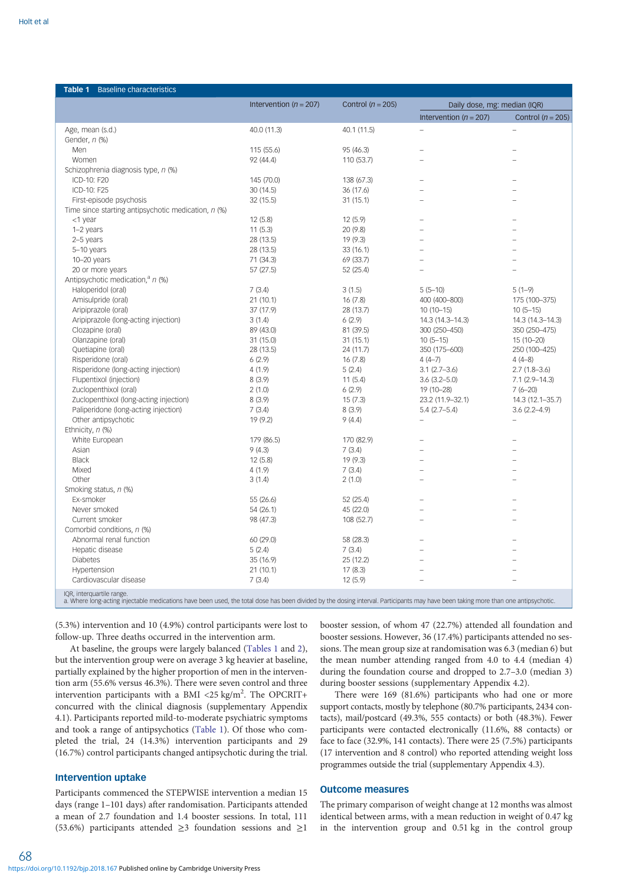**Table 1** Baseline characteristics

| | Intervention ($n$ = 207) | Control ($n$ = 205) | Daily dose, mg: median (IQR) | |
|---|---|---|---|---|
| | | | Intervention ($n$ = 207) | Control ($n$ = 205) |
| Age, mean (s.d.) | 40.0 (11.3) | 40.1 (11.5) | – | – |
| Gender, $n$ (%) | | | | |
| Men | 115 (55.6) | 95 (46.3) | – | – |
| Women | 92 (44.4) | 110 (53.7) | – | – |
| Schizophrenia diagnosis type, $n$ (%) | | | | |
| ICD-10: F20 | 145 (70.0) | 138 (67.3) | – | – |
| ICD-10: F25 | 30 (14.5) | 36 (17.6) | – | – |
| First-episode psychosis | 32 (15.5) | 31 (15.1) | – | – |
| Time since starting antipsychotic medication, $n$ (%) | | | | |
| <1 year | 12 (5.8) | 12 (5.9) | – | – |
| 1–2 years | 11 (5.3) | 20 (9.8) | – | – |
| 2–5 years | 28 (13.5) | 19 (9.3) | – | – |
| 5–10 years | 28 (13.5) | 33 (16.1) | – | – |
| 10–20 years | 71 (34.3) | 69 (33.7) | – | – |
| 20 or more years | 57 (27.5) | 52 (25.4) | – | – |
| Antipsychotic medication,[a] $n$ (%) | | | | |
| Haloperidol (oral) | 7 (3.4) | 3 (1.5) | 5 (5–10) | 5 (1–9) |
| Amisulpride (oral) | 21 (10.1) | 16 (7.8) | 400 (400–800) | 175 (100–375) |
| Aripiprazole (oral) | 37 (17.9) | 28 (13.7) | 10 (10–15) | 10 (5–15) |
| Aripiprazole (long-acting injection) | 3 (1.4) | 6 (2.9) | 14.3 (14.3–14.3) | 14.3 (14.3–14.3) |
| Clozapine (oral) | 89 (43.0) | 81 (39.5) | 300 (250–450) | 350 (250–475) |
| Olanzapine (oral) | 31 (15.0) | 31 (15.1) | 10 (5–15) | 15 (10–20) |
| Quetiapine (oral) | 28 (13.5) | 24 (11.7) | 350 (175–600) | 250 (100–425) |
| Risperidone (oral) | 6 (2.9) | 16 (7.8) | 4 (4–7) | 4 (4–8) |
| Risperidone (long-acting injection) | 4 (1.9) | 5 (2.4) | 3.1 (2.7–3.6) | 2.7 (1.8–3.6) |
| Flupentixol (injection) | 8 (3.9) | 11 (5.4) | 3.6 (3.2–5.0) | 7.1 (2.9–14.3) |
| Zuclopenthixol (oral) | 2 (1.0) | 6 (2.9) | 19 (10–28) | 7 (6–20) |
| Zuclopenthixol (long-acting injection) | 8 (3.9) | 15 (7.3) | 23.2 (11.9–32.1) | 14.3 (12.1–35.7) |
| Paliperidone (long-acting injection) | 7 (3.4) | 8 (3.9) | 5.4 (2.7–5.4) | 3.6 (2.2–4.9) |
| Other antipsychotic | 19 (9.2) | 9 (4.4) | – | – |
| Ethnicity, $n$ (%) | | | | |
| White European | 179 (86.5) | 170 (82.9) | – | – |
| Asian | 9 (4.3) | 7 (3.4) | – | – |
| Black | 12 (5.8) | 19 (9.3) | – | – |
| Mixed | 4 (1.9) | 7 (3.4) | – | – |
| Other | 3 (1.4) | 2 (1.0) | – | – |
| Smoking status, $n$ (%) | | | | |
| Ex-smoker | 55 (26.6) | 52 (25.4) | – | – |
| Never smoked | 54 (26.1) | 45 (22.0) | – | – |
| Current smoker | 98 (47.3) | 108 (52.7) | – | – |
| Comorbid conditions, $n$ (%) | | | | |
| Abnormal renal function | 60 (29.0) | 58 (28.3) | – | – |
| Hepatic disease | 5 (2.4) | 7 (3.4) | – | – |
| Diabetes | 35 (16.9) | 25 (12.2) | – | – |
| Hypertension | 21 (10.1) | 17 (8.3) | – | – |
| Cardiovascular disease | 7 (3.4) | 12 (5.9) | – | – |

IQR, interquartile range.
a. Where long-acting injectable medications have been used, the total dose has been divided by the dosing interval. Participants may have been taking more than one antipsychotic.

(5.3%) intervention and 10 (4.9%) control participants were lost to follow-up. Three deaths occurred in the intervention arm.

At baseline, the groups were largely balanced (Tables 1 and 2), but the intervention group were on average 3 kg heavier at baseline, partially explained by the higher proportion of men in the intervention arm (55.6% versus 46.3%). There were seven control and three intervention participants with a BMI <25 kg/m$^2$. The OPCRIT+ concurred with the clinical diagnosis (supplementary Appendix 4.1). Participants reported mild-to-moderate psychiatric symptoms and took a range of antipsychotics (Table 1). Of those who completed the trial, 24 (14.3%) intervention participants and 29 (16.7%) control participants changed antipsychotic during the trial.

## Intervention uptake

Participants commenced the STEPWISE intervention a median 15 days (range 1–101 days) after randomisation. Participants attended a mean of 2.7 foundation and 1.4 booster sessions. In total, 111 (53.6%) participants attended ≥3 foundation sessions and ≥1 booster session, of whom 47 (22.7%) attended all foundation and booster sessions. However, 36 (17.4%) participants attended no sessions. The mean group size at randomisation was 6.3 (median 6) but the mean number attending ranged from 4.0 to 4.4 (median 4) during the foundation course and dropped to 2.7–3.0 (median 3) during booster sessions (supplementary Appendix 4.2).

There were 169 (81.6%) participants who had one or more support contacts, mostly by telephone (80.7% participants, 2434 contacts), mail/postcard (49.3%, 555 contacts) or both (48.3%). Fewer participants were contacted electronically (11.6%, 88 contacts) or face to face (32.9%, 141 contacts). There were 25 (7.5%) participants (17 intervention and 8 control) who reported attending weight loss programmes outside the trial (supplementary Appendix 4.3).

## Outcome measures

The primary comparison of weight change at 12 months was almost identical between arms, with a mean reduction in weight of 0.47 kg in the intervention group and 0.51 kg in the control group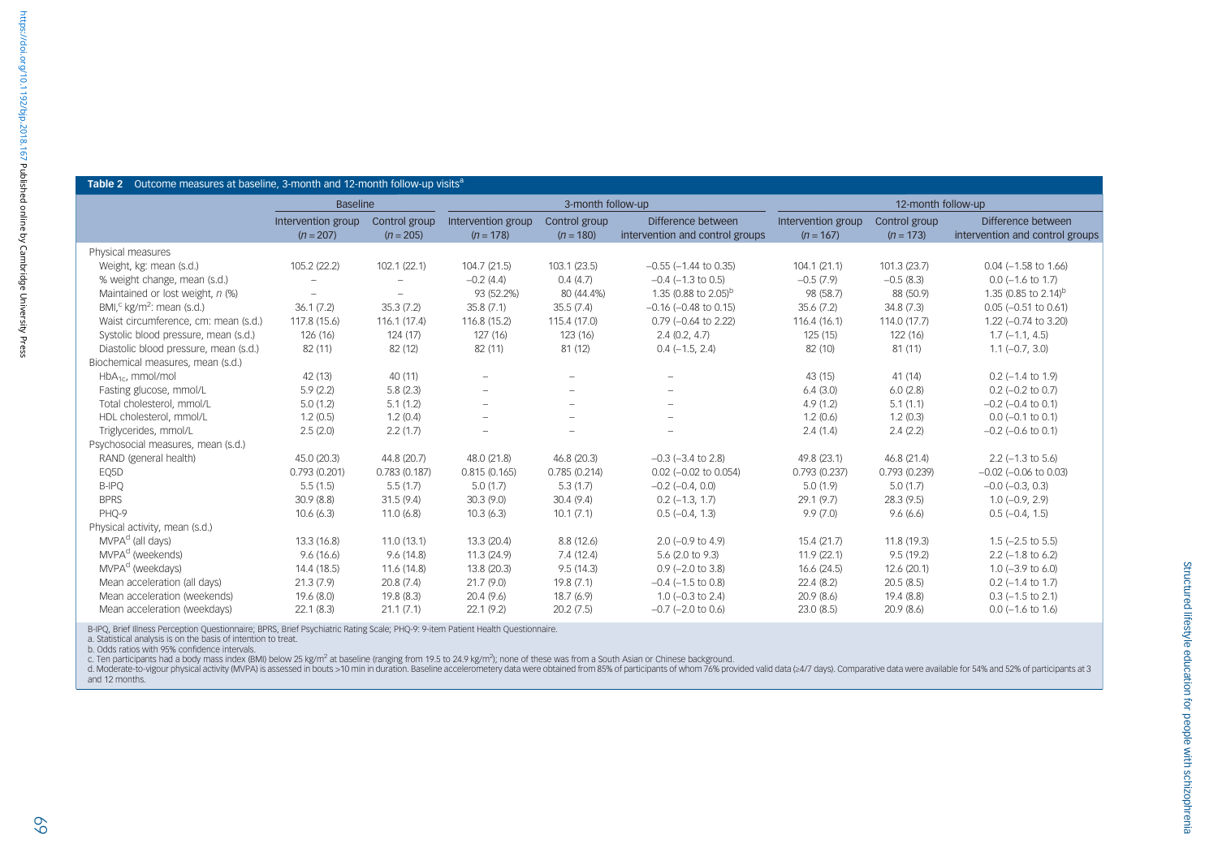**Table 2** Outcome measures at baseline, 3-month and 12-month follow-up visits[a]

| | Baseline | | 3-month follow-up | | | 12-month follow-up | | |
|---|---|---|---|---|---|---|---|---|
| | Intervention group ($n$ = 207) | Control group ($n$ = 205) | Intervention group ($n$ = 178) | Control group ($n$ = 180) | Difference between intervention and control groups | Intervention group ($n$ = 167) | Control group ($n$ = 173) | Difference between intervention and control groups |
| Physical measures | | | | | | | | |
| Weight, kg: mean (s.d.) | 105.2 (22.2) | 102.1 (22.1) | 104.7 (21.5) | 103.1 (23.5) | −0.55 (−1.44 to 0.35) | 104.1 (21.1) | 101.3 (23.7) | 0.04 (−1.58 to 1.66) |
| % weight change, mean (s.d.) | – | – | −0.2 (4.4) | 0.4 (4.7) | −0.4 (−1.3 to 0.5) | −0.5 (7.9) | −0.5 (8.3) | 0.0 (−1.6 to 1.7) |
| Maintained or lost weight, $n$ (%) | – | – | 93 (52.2%) | 80 (44.4%) | 1.35 (0.88 to 2.05)[b] | 98 (58.7) | 88 (50.9) | 1.35 (0.85 to 2.14)[b] |
| BMI,[c] kg/m$^2$: mean (s.d.) | 36.1 (7.2) | 35.3 (7.2) | 35.8 (7.1) | 35.5 (7.4) | −0.16 (−0.48 to 0.15) | 35.6 (7.2) | 34.8 (7.3) | 0.05 (−0.51 to 0.61) |
| Waist circumference, cm: mean (s.d.) | 117.8 (15.6) | 116.1 (17.4) | 116.8 (15.2) | 115.4 (17.0) | 0.79 (−0.64 to 2.22) | 116.4 (16.1) | 114.0 (17.7) | 1.22 (−0.74 to 3.20) |
| Systolic blood pressure, mean (s.d.) | 126 (16) | 124 (17) | 127 (16) | 123 (16) | 2.4 (0.2, 4.7) | 125 (15) | 122 (16) | 1.7 (−1.1, 4.5) |
| Diastolic blood pressure, mean (s.d.) | 82 (11) | 82 (12) | 82 (11) | 81 (12) | 0.4 (−1.5, 2.4) | 82 (10) | 81 (11) | 1.1 (−0.7, 3.0) |
| Biochemical measures, mean (s.d.) | | | | | | | | |
| $HbA_{1c}$, mmol/mol | 42 (13) | 40 (11) | – | – | – | 43 (15) | 41 (14) | 0.2 (−1.4 to 1.9) |
| Fasting glucose, mmol/L | 5.9 (2.2) | 5.8 (2.3) | – | – | – | 6.4 (3.0) | 6.0 (2.8) | 0.2 (−0.2 to 0.7) |
| Total cholesterol, mmol/L | 5.0 (1.2) | 5.1 (1.2) | – | – | – | 4.9 (1.2) | 5.1 (1.1) | −0.2 (−0.4 to 0.1) |
| HDL cholesterol, mmol/L | 1.2 (0.5) | 1.2 (0.4) | – | – | – | 1.2 (0.6) | 1.2 (0.3) | 0.0 (−0.1 to 0.1) |
| Triglycerides, mmol/L | 2.5 (2.0) | 2.2 (1.7) | – | – | – | 2.4 (1.4) | 2.4 (2.2) | −0.2 (−0.6 to 0.1) |
| Psychosocial measures, mean (s.d.) | | | | | | | | |
| RAND (general health) | 45.0 (20.3) | 44.8 (20.7) | 48.0 (21.8) | 46.8 (20.3) | −0.3 (−3.4 to 2.8) | 49.8 (23.1) | 46.8 (21.4) | 2.2 (−1.3 to 5.6) |
| EQ5D | 0.793 (0.201) | 0.783 (0.187) | 0.815 (0.165) | 0.785 (0.214) | 0.02 (−0.02 to 0.054) | 0.793 (0.237) | 0.793 (0.239) | −0.02 (−0.06 to 0.03) |
| B-IPQ | 5.5 (1.5) | 5.5 (1.7) | 5.0 (1.7) | 5.3 (1.7) | −0.2 (−0.4, 0.0) | 5.0 (1.9) | 5.0 (1.7) | −0.0 (−0.3, 0.3) |
| BPRS | 30.9 (8.8) | 31.5 (9.4) | 30.3 (9.0) | 30.4 (9.4) | 0.2 (−1.3, 1.7) | 29.1 (9.7) | 28.3 (9.5) | 1.0 (−0.9, 2.9) |
| PHQ-9 | 10.6 (6.3) | 11.0 (6.8) | 10.3 (6.3) | 10.1 (7.1) | 0.5 (−0.4, 1.3) | 9.9 (7.0) | 9.6 (6.6) | 0.5 (−0.4, 1.5) |
| Physical activity, mean (s.d.) | | | | | | | | |
| MVPA[d] (all days) | 13.3 (16.8) | 11.0 (13.1) | 13.3 (20.4) | 8.8 (12.6) | 2.0 (−0.9 to 4.9) | 15.4 (21.7) | 11.8 (19.3) | 1.5 (−2.5 to 5.5) |
| MVPA[d] (weekends) | 9.6 (16.6) | 9.6 (14.8) | 11.3 (24.9) | 7.4 (12.4) | 5.6 (2.0 to 9.3) | 11.9 (22.1) | 9.5 (19.2) | 2.2 (−1.8 to 6.2) |
| MVPA[d] (weekdays) | 14.4 (18.5) | 11.6 (14.8) | 13.8 (20.3) | 9.5 (14.3) | 0.9 (−2.0 to 3.8) | 16.6 (24.5) | 12.6 (20.1) | 1.0 (−3.9 to 6.0) |
| Mean acceleration (all days) | 21.3 (7.9) | 20.8 (7.4) | 21.7 (9.0) | 19.8 (7.1) | −0.4 (−1.5 to 0.8) | 22.4 (8.2) | 20.5 (8.5) | 0.2 (−1.4 to 1.7) |
| Mean acceleration (weekends) | 19.6 (8.0) | 19.8 (8.3) | 20.4 (9.6) | 18.7 (6.9) | 1.0 (−0.3 to 2.4) | 20.9 (8.6) | 19.4 (8.8) | 0.3 (−1.5 to 2.1) |
| Mean acceleration (weekdays) | 22.1 (8.3) | 21.1 (7.1) | 22.1 (9.2) | 20.2 (7.5) | −0.7 (−2.0 to 0.6) | 23.0 (8.5) | 20.9 (8.6) | 0.0 (−1.6 to 1.6) |

B-IPQ, Brief Illness Perception Questionnaire; BPRS, Brief Psychiatric Rating Scale; PHQ-9: 9-item Patient Health Questionnaire.
a. Statistical analysis is on the basis of intention to treat.
b. Odds ratios with 95% confidence intervals.
c. Ten participants had a body mass index (BMI) below 25 kg/m$^2$ at baseline (ranging from 19.5 to 24.9 kg/m$^2$); none of these was from a South Asian or Chinese background.
d. Moderate-to-vigour physical activity (MVPA) is assessed in bouts >10 min in duration. Baseline accelerometery data were obtained from 85% of participants of whom 76% provided valid data (≥4/7 days). Comparative data were available for 54% and 52% of participants at 3 and 12 months.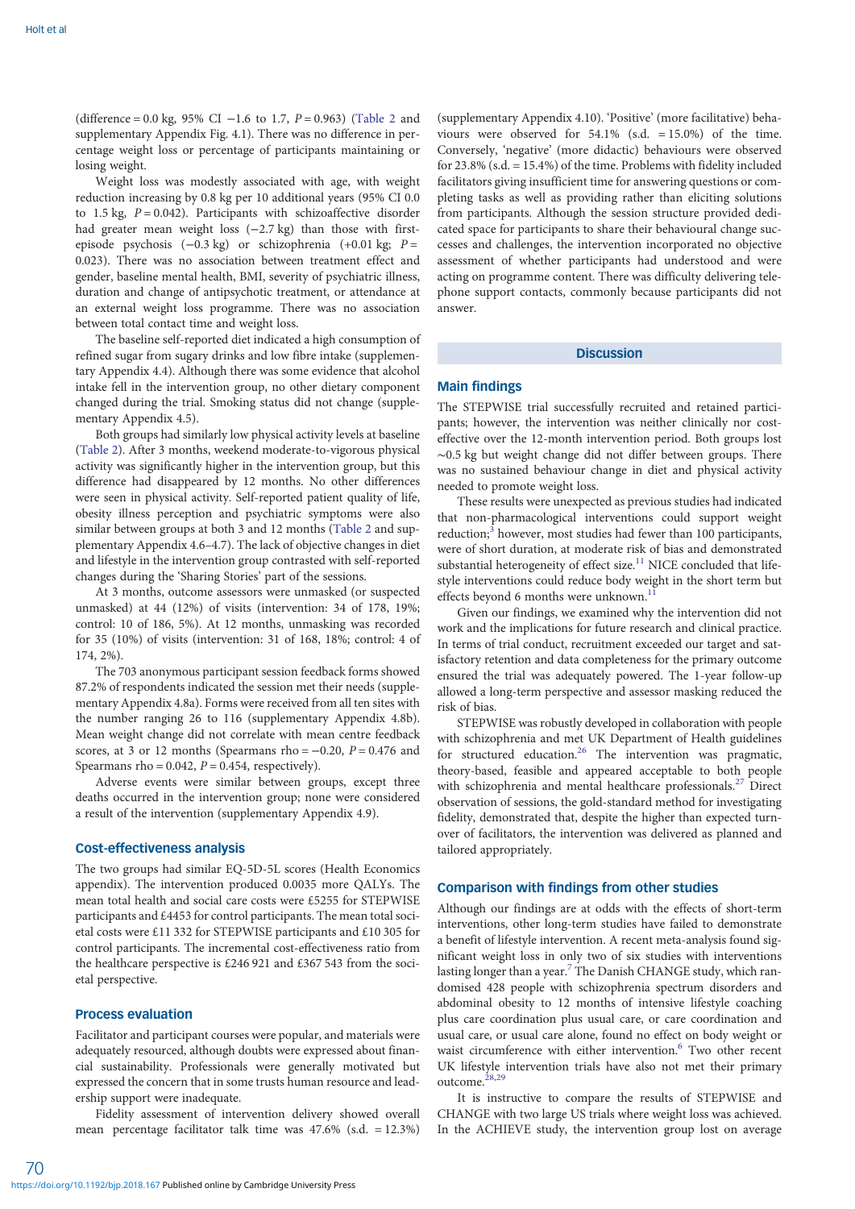(difference = 0.0 kg, 95% CI −1.6 to 1.7, $P = 0.963$) (Table 2 and supplementary Appendix Fig. 4.1). There was no difference in percentage weight loss or percentage of participants maintaining or losing weight.

Weight loss was modestly associated with age, with weight reduction increasing by 0.8 kg per 10 additional years (95% CI 0.0 to 1.5 kg, $P = 0.042$). Participants with schizoaffective disorder had greater mean weight loss (−2.7 kg) than those with first-episode psychosis (−0.3 kg) or schizophrenia (+0.01 kg; $P = 0.023$). There was no association between treatment effect and gender, baseline mental health, BMI, severity of psychiatric illness, duration and change of antipsychotic treatment, or attendance at an external weight loss programme. There was no association between total contact time and weight loss.

The baseline self-reported diet indicated a high consumption of refined sugar from sugary drinks and low fibre intake (supplementary Appendix 4.4). Although there was some evidence that alcohol intake fell in the intervention group, no other dietary component changed during the trial. Smoking status did not change (supplementary Appendix 4.5).

Both groups had similarly low physical activity levels at baseline (Table 2). After 3 months, weekend moderate-to-vigorous physical activity was significantly higher in the intervention group, but this difference had disappeared by 12 months. No other differences were seen in physical activity. Self-reported patient quality of life, obesity illness perception and psychiatric symptoms were also similar between groups at both 3 and 12 months (Table 2 and supplementary Appendix 4.6–4.7). The lack of objective changes in diet and lifestyle in the intervention group contrasted with self-reported changes during the 'Sharing Stories' part of the sessions.

At 3 months, outcome assessors were unmasked (or suspected unmasked) at 44 (12%) of visits (intervention: 34 of 178, 19%; control: 10 of 186, 5%). At 12 months, unmasking was recorded for 35 (10%) of visits (intervention: 31 of 168, 18%; control: 4 of 174, 2%).

The 703 anonymous participant session feedback forms showed 87.2% of respondents indicated the session met their needs (supplementary Appendix 4.8a). Forms were received from all ten sites with the number ranging 26 to 116 (supplementary Appendix 4.8b). Mean weight change did not correlate with mean centre feedback scores, at 3 or 12 months (Spearmans rho = −0.20, $P = 0.476$ and Spearmans rho = 0.042, $P = 0.454$, respectively).

Adverse events were similar between groups, except three deaths occurred in the intervention group; none were considered a result of the intervention (supplementary Appendix 4.9).

### Cost-effectiveness analysis

The two groups had similar EQ-5D-5L scores (Health Economics appendix). The intervention produced 0.0035 more QALYs. The mean total health and social care costs were £5255 for STEPWISE participants and £4453 for control participants. The mean total societal costs were £11 332 for STEPWISE participants and £10 305 for control participants. The incremental cost-effectiveness ratio from the healthcare perspective is £246 921 and £367 543 from the societal perspective.

### Process evaluation

Facilitator and participant courses were popular, and materials were adequately resourced, although doubts were expressed about financial sustainability. Professionals were generally motivated but expressed the concern that in some trusts human resource and leadership support were inadequate.

Fidelity assessment of intervention delivery showed overall mean percentage facilitator talk time was 47.6% (s.d. = 12.3%) (supplementary Appendix 4.10). 'Positive' (more facilitative) behaviours were observed for 54.1% (s.d. = 15.0%) of the time. Conversely, 'negative' (more didactic) behaviours were observed for 23.8% (s.d. = 15.4%) of the time. Problems with fidelity included facilitators giving insufficient time for answering questions or completing tasks as well as providing rather than eliciting solutions from participants. Although the session structure provided dedicated space for participants to share their behavioural change successes and challenges, the intervention incorporated no objective assessment of whether participants had understood and were acting on programme content. There was difficulty delivering telephone support contacts, commonly because participants did not answer.

## Discussion

### Main findings

The STEPWISE trial successfully recruited and retained participants; however, the intervention was neither clinically nor cost-effective over the 12-month intervention period. Both groups lost ~0.5 kg but weight change did not differ between groups. There was no sustained behaviour change in diet and physical activity needed to promote weight loss.

These results were unexpected as previous studies had indicated that non-pharmacological interventions could support weight reduction;[3] however, most studies had fewer than 100 participants, were of short duration, at moderate risk of bias and demonstrated substantial heterogeneity of effect size.[11] NICE concluded that lifestyle interventions could reduce body weight in the short term but effects beyond 6 months were unknown.[11]

Given our findings, we examined why the intervention did not work and the implications for future research and clinical practice. In terms of trial conduct, recruitment exceeded our target and satisfactory retention and data completeness for the primary outcome ensured the trial was adequately powered. The 1-year follow-up allowed a long-term perspective and assessor masking reduced the risk of bias.

STEPWISE was robustly developed in collaboration with people with schizophrenia and met UK Department of Health guidelines for structured education.[26] The intervention was pragmatic, theory-based, feasible and appeared acceptable to both people with schizophrenia and mental healthcare professionals.[27] Direct observation of sessions, the gold-standard method for investigating fidelity, demonstrated that, despite the higher than expected turnover of facilitators, the intervention was delivered as planned and tailored appropriately.

### Comparison with findings from other studies

Although our findings are at odds with the effects of short-term interventions, other long-term studies have failed to demonstrate a benefit of lifestyle intervention. A recent meta-analysis found significant weight loss in only two of six studies with interventions lasting longer than a year.[7] The Danish CHANGE study, which randomised 428 people with schizophrenia spectrum disorders and abdominal obesity to 12 months of intensive lifestyle coaching plus care coordination plus usual care, or care coordination and usual care, or usual care alone, found no effect on body weight or waist circumference with either intervention.[6] Two other recent UK lifestyle intervention trials have also not met their primary outcome.[28,29]

It is instructive to compare the results of STEPWISE and CHANGE with two large US trials where weight loss was achieved. In the ACHIEVE study, the intervention group lost on average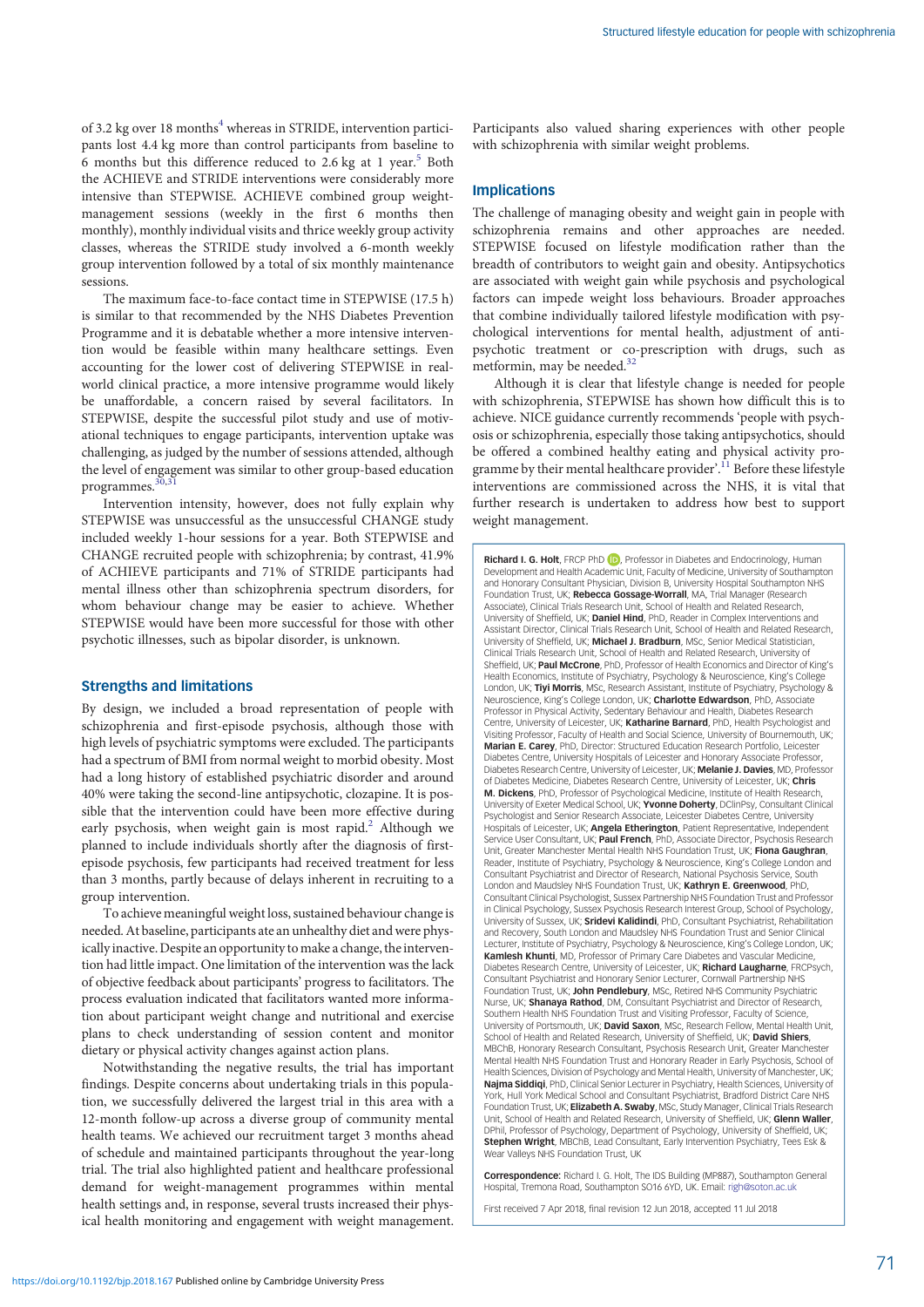of 3.2 kg over 18 months[4] whereas in STRIDE, intervention participants lost 4.4 kg more than control participants from baseline to 6 months but this difference reduced to 2.6 kg at 1 year.[5] Both the ACHIEVE and STRIDE interventions were considerably more intensive than STEPWISE. ACHIEVE combined group weight-management sessions (weekly in the first 6 months then monthly), monthly individual visits and thrice weekly group activity classes, whereas the STRIDE study involved a 6-month weekly group intervention followed by a total of six monthly maintenance sessions.

The maximum face-to-face contact time in STEPWISE (17.5 h) is similar to that recommended by the NHS Diabetes Prevention Programme and it is debatable whether a more intensive intervention would be feasible within many healthcare settings. Even accounting for the lower cost of delivering STEPWISE in real-world clinical practice, a more intensive programme would likely be unaffordable, a concern raised by several facilitators. In STEPWISE, despite the successful pilot study and use of motivational techniques to engage participants, intervention uptake was challenging, as judged by the number of sessions attended, although the level of engagement was similar to other group-based education programmes.[30,31]

Intervention intensity, however, does not fully explain why STEPWISE was unsuccessful as the unsuccessful CHANGE study included weekly 1-hour sessions for a year. Both STEPWISE and CHANGE recruited people with schizophrenia; by contrast, 41.9% of ACHIEVE participants and 71% of STRIDE participants had mental illness other than schizophrenia spectrum disorders, for whom behaviour change may be easier to achieve. Whether STEPWISE would have been more successful for those with other psychotic illnesses, such as bipolar disorder, is unknown.

## Strengths and limitations

By design, we included a broad representation of people with schizophrenia and first-episode psychosis, although those with high levels of psychiatric symptoms were excluded. The participants had a spectrum of BMI from normal weight to morbid obesity. Most had a long history of established psychiatric disorder and around 40% were taking the second-line antipsychotic, clozapine. It is possible that the intervention could have been more effective during early psychosis, when weight gain is most rapid.[2] Although we planned to include individuals shortly after the diagnosis of first-episode psychosis, few participants had received treatment for less than 3 months, partly because of delays inherent in recruiting to a group intervention.

To achieve meaningful weight loss, sustained behaviour change is needed. At baseline, participants ate an unhealthy diet and were physically inactive. Despite an opportunity to make a change, the intervention had little impact. One limitation of the intervention was the lack of objective feedback about participants' progress to facilitators. The process evaluation indicated that facilitators wanted more information about participant weight change and nutritional and exercise plans to check understanding of session content and monitor dietary or physical activity changes against action plans.

Notwithstanding the negative results, the trial has important findings. Despite concerns about undertaking trials in this population, we successfully delivered the largest trial in this area with a 12-month follow-up across a diverse group of community mental health teams. We achieved our recruitment target 3 months ahead of schedule and maintained participants throughout the year-long trial. The trial also highlighted patient and healthcare professional demand for weight-management programmes within mental health settings and, in response, several trusts increased their physical health monitoring and engagement with weight management. Participants also valued sharing experiences with other people with schizophrenia with similar weight problems.

## Implications

The challenge of managing obesity and weight gain in people with schizophrenia remains and other approaches are needed. STEPWISE focused on lifestyle modification rather than the breadth of contributors to weight gain and obesity. Antipsychotics are associated with weight gain while psychosis and psychological factors can impede weight loss behaviours. Broader approaches that combine individually tailored lifestyle modification with psychological interventions for mental health, adjustment of antipsychotic treatment or co-prescription with drugs, such as metformin, may be needed.[32]

Although it is clear that lifestyle change is needed for people with schizophrenia, STEPWISE has shown how difficult this is to achieve. NICE guidance currently recommends 'people with psychosis or schizophrenia, especially those taking antipsychotics, should be offered a combined healthy eating and physical activity programme by their mental healthcare provider'.[11] Before these lifestyle interventions are commissioned across the NHS, it is vital that further research is undertaken to address how best to support weight management.

**Richard I. G. Holt**, FRCP PhD, Professor in Diabetes and Endocrinology, Human Development and Health Academic Unit, Faculty of Medicine, University of Southampton and Honorary Consultant Physician, Division B, University Hospital Southampton NHS Foundation Trust, UK; **Rebecca Gossage-Worrall**, MA, Trial Manager (Research Associate), Clinical Trials Research Unit, School of Health and Related Research, University of Sheffield, UK; **Daniel Hind**, PhD, Reader in Complex Interventions and Assistant Director, Clinical Trials Research Unit, School of Health and Related Research, University of Sheffield, UK; **Michael J. Bradburn**, MSc, Senior Medical Statistician, Clinical Trials Research Unit, School of Health and Related Research, University of Sheffield, UK; **Paul McCrone**, PhD, Professor of Health Economics and Director of King's Health Economics, Institute of Psychiatry, Psychology & Neuroscience, King's College London, UK; **Tiyi Morris**, MSc, Research Assistant, Institute of Psychiatry, Psychology & Neuroscience, King's College London, UK; **Charlotte Edwardson**, PhD, Associate Professor in Physical Activity, Sedentary Behaviour and Health, Diabetes Research Centre, University of Leicester, UK; **Katharine Barnard**, PhD, Health Psychologist and Visiting Professor, Faculty of Health and Social Science, University of Bournemouth, UK; **Marian E. Carey**, PhD, Director: Structured Education Research Portfolio, Leicester Diabetes Centre, University Hospitals of Leicester and Honorary Associate Professor, Diabetes Research Centre, University of Leicester, UK; **Melanie J. Davies**, MD, Professor of Diabetes Medicine, Diabetes Research Centre, University of Leicester, UK; **Chris M. Dickens**, PhD, Professor of Psychological Medicine, Institute of Health Research, University of Exeter Medical School, UK; **Yvonne Doherty**, DClinPsy, Consultant Clinical Psychologist and Senior Research Associate, Leicester Diabetes Centre, University Hospitals of Leicester, UK; **Angela Etherington**, Patient Representative, Independent Service User Consultant, UK; **Paul French**, PhD, Associate Director, Psychosis Research Unit, Greater Manchester Mental Health NHS Foundation Trust, UK; **Fiona Gaughran**, Reader, Institute of Psychiatry, Psychology & Neuroscience, King's College London and Consultant Psychiatrist and Director of Research, National Psychosis Service, South London and Maudsley NHS Foundation Trust, UK; **Kathryn E. Greenwood**, PhD, Consultant Clinical Psychologist, Sussex Partnership NHS Foundation Trust and Professor in Clinical Psychology, Sussex Psychosis Research Interest Group, School of Psychology, University of Sussex, UK; **Sridevi Kalidindi**, PhD, Consultant Psychiatrist, Rehabilitation and Recovery, South London and Maudsley NHS Foundation Trust and Senior Clinical Lecturer, Institute of Psychiatry, Psychology & Neuroscience, King's College London, UK; **Kamlesh Khunti**, MD, Professor of Primary Care Diabetes and Vascular Medicine, Diabetes Research Centre, University of Leicester, UK; **Richard Laugharne**, FRCPsych, Consultant Psychiatrist and Honorary Senior Lecturer, Cornwall Partnership NHS Foundation Trust, UK; **John Pendlebury**, MSc, Retired NHS Community Psychiatric Nurse, UK; **Shanaya Rathod**, DM, Consultant Psychiatrist and Director of Research, Southern Health NHS Foundation Trust and Visiting Professor, Faculty of Science, University of Portsmouth, UK; **David Saxon**, MSc, Research Fellow, Mental Health Unit, School of Health and Related Research, University of Sheffield, UK; **David Shiers**, MBChB, Honorary Research Consultant, Psychosis Research Unit, Greater Manchester Mental Health NHS Foundation Trust and Honorary Reader in Early Psychosis, School of Health Sciences, Division of Psychology and Mental Health, University of Manchester, UK; **Najma Siddiqi**, PhD, Clinical Senior Lecturer in Psychiatry, Health Sciences, University of York, Hull York Medical School and Consultant Psychiatrist, Bradford District Care NHS Foundation Trust, UK; **Elizabeth A. Swaby**, MSc, Study Manager, Clinical Trials Research Unit, School of Health and Related Research, University of Sheffield, UK; **Glenn Waller**, DPhil, Professor of Psychology, Department of Psychology, University of Sheffield, UK; **Stephen Wright**, MBChB, Lead Consultant, Early Intervention Psychiatry, Tees Esk & Wear Valleys NHS Foundation Trust, UK

**Correspondence:** Richard I. G. Holt, The IDS Building (MP887), Southampton General Hospital, Tremona Road, Southampton SO16 6YD, UK. Email: righ@soton.ac.uk

First received 7 Apr 2018, final revision 12 Jun 2018, accepted 11 Jul 2018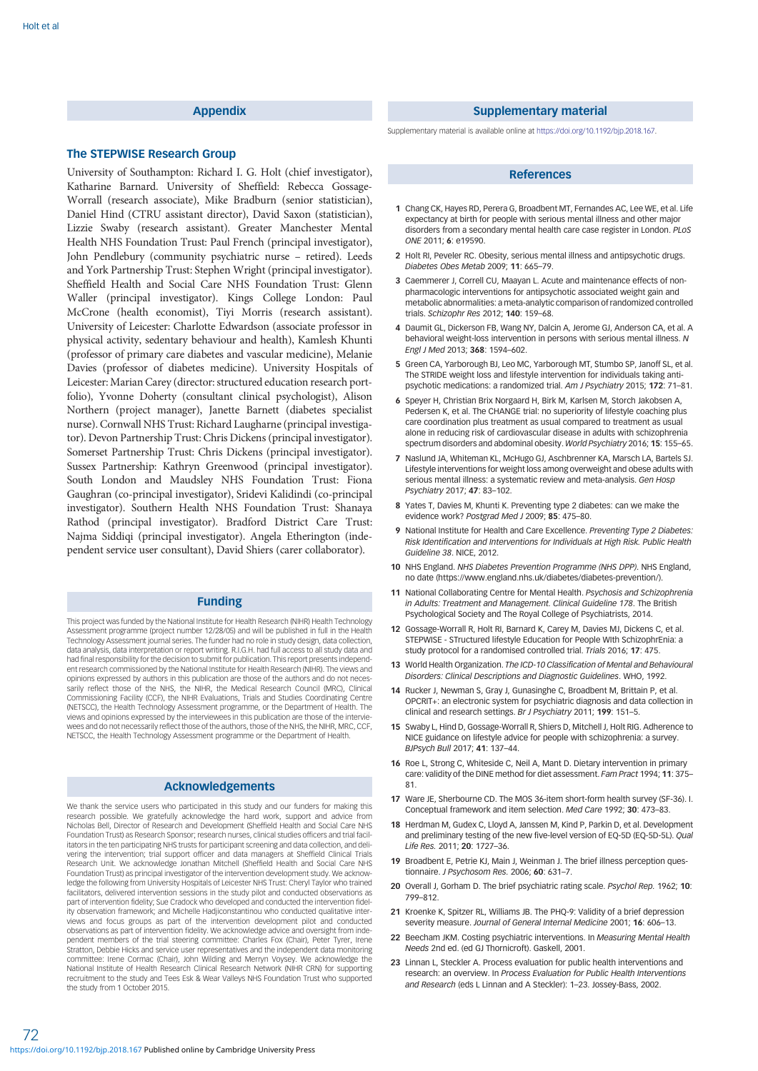## Appendix

### The STEPWISE Research Group

University of Southampton: Richard I. G. Holt (chief investigator), Katharine Barnard. University of Sheffield: Rebecca Gossage-Worrall (research associate), Mike Bradburn (senior statistician), Daniel Hind (CTRU assistant director), David Saxon (statistician), Lizzie Swaby (research assistant). Greater Manchester Mental Health NHS Foundation Trust: Paul French (principal investigator), John Pendlebury (community psychiatric nurse – retired). Leeds and York Partnership Trust: Stephen Wright (principal investigator). Sheffield Health and Social Care NHS Foundation Trust: Glenn Waller (principal investigator). Kings College London: Paul McCrone (health economist), Tiyi Morris (research assistant). University of Leicester: Charlotte Edwardson (associate professor in physical activity, sedentary behaviour and health), Kamlesh Khunti (professor of primary care diabetes and vascular medicine), Melanie Davies (professor of diabetes medicine). University Hospitals of Leicester: Marian Carey (director: structured education research portfolio), Yvonne Doherty (consultant clinical psychologist), Alison Northern (project manager), Janette Barnett (diabetes specialist nurse). Cornwall NHS Trust: Richard Laugharne (principal investigator). Devon Partnership Trust: Chris Dickens (principal investigator). Somerset Partnership Trust: Chris Dickens (principal investigator). Sussex Partnership: Kathryn Greenwood (principal investigator). South London and Maudsley NHS Foundation Trust: Fiona Gaughran (co-principal investigator), Sridevi Kalidindi (co-principal investigator). Southern Health NHS Foundation Trust: Shanaya Rathod (principal investigator). Bradford District Care Trust: Najma Siddiqi (principal investigator). Angela Etherington (independent service user consultant), David Shiers (carer collaborator).

## Funding

This project was funded by the National Institute for Health Research (NIHR) Health Technology Assessment programme (project number 12/28/05) and will be published in full in the Health Technology Assessment journal series. The funder had no role in study design, data collection, data analysis, data interpretation or report writing. R.I.G.H. had full access to all study data and had final responsibility for the decision to submit for publication. This report presents independent research commissioned by the National Institute for Health Research (NIHR). The views and opinions expressed by authors in this publication are those of the authors and do not necessarily reflect those of the NHS, the NIHR, the Medical Research Council (MRC), Clinical Commissioning Facility (CCF), the NIHR Evaluations, Trials and Studies Coordinating Centre (NETSCC), the Health Technology Assessment programme, or the Department of Health. The views and opinions expressed by the interviewees in this publication are those of the interviewees and do not necessarily reflect those of the authors, those of the NHS, the NIHR, MRC, CCF, NETSCC, the Health Technology Assessment programme or the Department of Health.

## Acknowledgements

We thank the service users who participated in this study and our funders for making this research possible. We gratefully acknowledge the hard work, support and advice from Nicholas Bell, Director of Research and Development (Sheffield Health and Social Care NHS Foundation Trust) as Research Sponsor; research nurses, clinical studies officers and trial facilitators in the ten participating NHS trusts for participant screening and data collection, and delivering the intervention; trial support officer and data managers at Sheffield Clinical Trials Research Unit. We acknowledge Jonathan Mitchell (Sheffield Health and Social Care NHS Foundation Trust) as principal investigator of the intervention development study. We acknowledge the following from University Hospitals of Leicester NHS Trust: Cheryl Taylor who trained facilitators, delivered intervention sessions in the study pilot and conducted observations as part of intervention fidelity; Sue Cradock who developed and conducted the intervention fidelity observation framework; and Michelle Hadjiconstantinou who conducted qualitative interviews and focus groups as part of the intervention development pilot and conducted observations as part of intervention fidelity. We acknowledge advice and oversight from independent members of the trial steering committee: Charles Fox (Chair), Peter Tyrer, Irene Stratton, Debbie Hicks and service user representatives and the independent data monitoring committee: Irene Cormac (Chair), John Wilding and Merryn Voysey. We acknowledge the National Institute of Health Research Clinical Research Network (NIHR CRN) for supporting recruitment to the study and Tees Esk & Wear Valleys NHS Foundation Trust who supported the study from 1 October 2015.

## Supplementary material

Supplementary material is available online at https://doi.org/10.1192/bjp.2018.167.

## References

1 Chang CK, Hayes RD, Perera G, Broadbent MT, Fernandes AC, Lee WE, et al. Life expectancy at birth for people with serious mental illness and other major disorders from a secondary mental health care case register in London. *PLoS ONE* 2011; **6**: e19590.

2 Holt RI, Peveler RC. Obesity, serious mental illness and antipsychotic drugs. *Diabetes Obes Metab* 2009; **11**: 665–79.

3 Caemmerer J, Correll CU, Maayan L. Acute and maintenance effects of non-pharmacologic interventions for antipsychotic associated weight gain and metabolic abnormalities: a meta-analytic comparison of randomized controlled trials. *Schizophr Res* 2012; **140**: 159–68.

4 Daumit GL, Dickerson FB, Wang NY, Dalcin A, Jerome GJ, Anderson CA, et al. A behavioral weight-loss intervention in persons with serious mental illness. *N Engl J Med* 2013; **368**: 1594–602.

5 Green CA, Yarborough BJ, Leo MC, Yarborough MT, Stumbo SP, Janoff SL, et al. The STRIDE weight loss and lifestyle intervention for individuals taking antipsychotic medications: a randomized trial. *Am J Psychiatry* 2015; **172**: 71–81.

6 Speyer H, Christian Brix Norgaard H, Birk M, Karlsen M, Storch Jakobsen A, Pedersen K, et al. The CHANGE trial: no superiority of lifestyle coaching plus care coordination plus treatment as usual compared to treatment as usual alone in reducing risk of cardiovascular disease in adults with schizophrenia spectrum disorders and abdominal obesity. *World Psychiatry* 2016; **15**: 155–65.

7 Naslund JA, Whiteman KL, McHugo GJ, Aschbrenner KA, Marsch LA, Bartels SJ. Lifestyle interventions for weight loss among overweight and obese adults with serious mental illness: a systematic review and meta-analysis. *Gen Hosp Psychiatry* 2017; **47**: 83–102.

8 Yates T, Davies M, Khunti K. Preventing type 2 diabetes: can we make the evidence work? *Postgrad Med J* 2009; **85**: 475–80.

9 National Institute for Health and Care Excellence. *Preventing Type 2 Diabetes: Risk Identification and Interventions for Individuals at High Risk. Public Health Guideline 38*. NICE, 2012.

10 NHS England. *NHS Diabetes Prevention Programme (NHS DPP)*. NHS England, no date (https://www.england.nhs.uk/diabetes/diabetes-prevention/).

11 National Collaborating Centre for Mental Health. *Psychosis and Schizophrenia in Adults: Treatment and Management. Clinical Guideline 178*. The British Psychological Society and The Royal College of Psychiatrists, 2014.

12 Gossage-Worrall R, Holt RI, Barnard K, Carey M, Davies MJ, Dickens C, et al. STEPWISE - STructured lifestyle Education for People WIth SchizophrEnia: a study protocol for a randomised controlled trial. *Trials* 2016; **17**: 475.

13 World Health Organization. *The ICD-10 Classification of Mental and Behavioural Disorders: Clinical Descriptions and Diagnostic Guidelines*. WHO, 1992.

14 Rucker J, Newman S, Gray J, Gunasinghe C, Broadbent M, Brittain P, et al. OPCRIT+: an electronic system for psychiatric diagnosis and data collection in clinical and research settings. *Br J Psychiatry* 2011; **199**: 151–5.

15 Swaby L, Hind D, Gossage-Worrall R, Shiers D, Mitchell J, Holt RIG. Adherence to NICE guidance on lifestyle advice for people with schizophrenia: a survey. *BJPsych Bull* 2017; **41**: 137–44.

16 Roe L, Strong C, Whiteside C, Neil A, Mant D. Dietary intervention in primary care: validity of the DINE method for diet assessment. *Fam Pract* 1994; **11**: 375–81.

17 Ware JE, Sherbourne CD. The MOS 36-item short-form health survey (SF-36). I. Conceptual framework and item selection. *Med Care* 1992; **30**: 473–83.

18 Herdman M, Gudex C, Lloyd A, Janssen M, Kind P, Parkin D, et al. Development and preliminary testing of the new five-level version of EQ-5D (EQ-5D-5L). *Qual Life Res.* 2011; **20**: 1727–36.

19 Broadbent E, Petrie KJ, Main J, Weinman J. The brief illness perception questionnaire. *J Psychosom Res.* 2006; **60**: 631–7.

20 Overall J, Gorham D. The brief psychiatric rating scale. *Psychol Rep.* 1962; **10**: 799–812.

21 Kroenke K, Spitzer RL, Williams JB. The PHQ-9: Validity of a brief depression severity measure. *Journal of General Internal Medicine* 2001; **16**: 606–13.

22 Beecham JKM. Costing psychiatric interventions. In *Measuring Mental Health Needs* 2nd ed. (ed GJ Thornicroft). Gaskell, 2001.

23 Linnan L, Steckler A. Process evaluation for public health interventions and research: an overview. In *Process Evaluation for Public Health Interventions and Research* (eds L Linnan and A Steckler): 1–23. Jossey-Bass, 2002.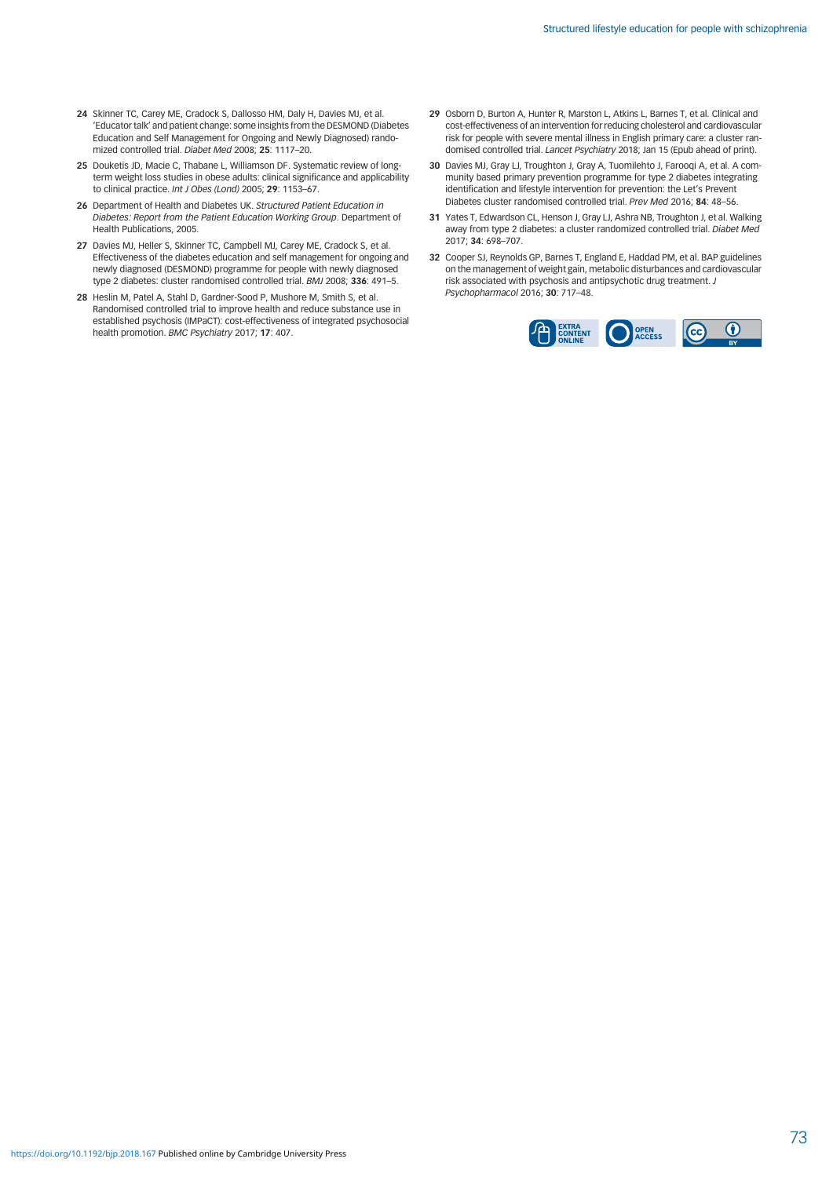24 Skinner TC, Carey ME, Cradock S, Dallosso HM, Daly H, Davies MJ, et al. 'Educator talk' and patient change: some insights from the DESMOND (Diabetes Education and Self Management for Ongoing and Newly Diagnosed) randomized controlled trial. *Diabet Med* 2008; **25**: 1117–20.

25 Douketis JD, Macie C, Thabane L, Williamson DF. Systematic review of long-term weight loss studies in obese adults: clinical significance and applicability to clinical practice. *Int J Obes (Lond)* 2005; **29**: 1153–67.

26 Department of Health and Diabetes UK. *Structured Patient Education in Diabetes: Report from the Patient Education Working Group*. Department of Health Publications, 2005.

27 Davies MJ, Heller S, Skinner TC, Campbell MJ, Carey ME, Cradock S, et al. Effectiveness of the diabetes education and self management for ongoing and newly diagnosed (DESMOND) programme for people with newly diagnosed type 2 diabetes: cluster randomised controlled trial. *BMJ* 2008; **336**: 491–5.

28 Heslin M, Patel A, Stahl D, Gardner-Sood P, Mushore M, Smith S, et al. Randomised controlled trial to improve health and reduce substance use in established psychosis (IMPaCT): cost-effectiveness of integrated psychosocial health promotion. *BMC Psychiatry* 2017; **17**: 407.

29 Osborn D, Burton A, Hunter R, Marston L, Atkins L, Barnes T, et al. Clinical and cost-effectiveness of an intervention for reducing cholesterol and cardiovascular risk for people with severe mental illness in English primary care: a cluster randomised controlled trial. *Lancet Psychiatry* 2018; Jan 15 (Epub ahead of print).

30 Davies MJ, Gray LJ, Troughton J, Gray A, Tuomilehto J, Farooqi A, et al. A community based primary prevention programme for type 2 diabetes integrating identification and lifestyle intervention for prevention: the Let's Prevent Diabetes cluster randomised controlled trial. *Prev Med* 2016; **84**: 48–56.

31 Yates T, Edwardson CL, Henson J, Gray LJ, Ashra NB, Troughton J, et al. Walking away from type 2 diabetes: a cluster randomized controlled trial. *Diabet Med* 2017; **34**: 698–707.

32 Cooper SJ, Reynolds GP, Barnes T, England E, Haddad PM, et al. BAP guidelines on the management of weight gain, metabolic disturbances and cardiovascular risk associated with psychosis and antipsychotic drug treatment. *J Psychopharmacol* 2016; **30**: 717–48.